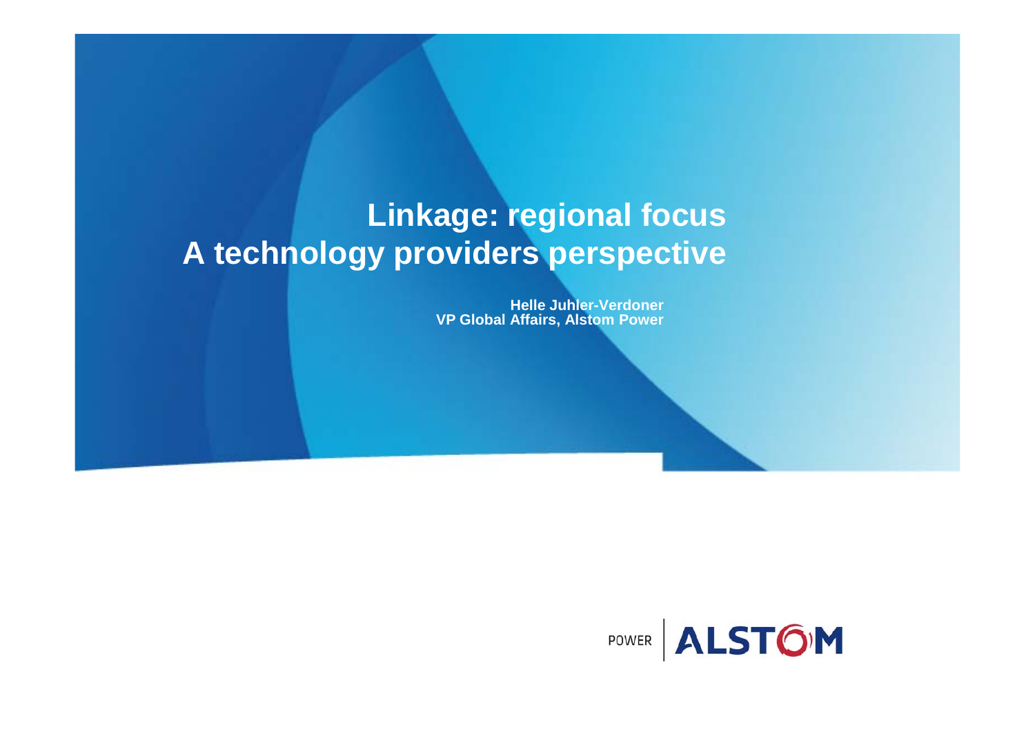# Linkage: regional focus
# A technology providers perspective

**Helle Juhler-Verdoner**
**VP Global Affairs, Alstom Power**

POWER | ALSTOM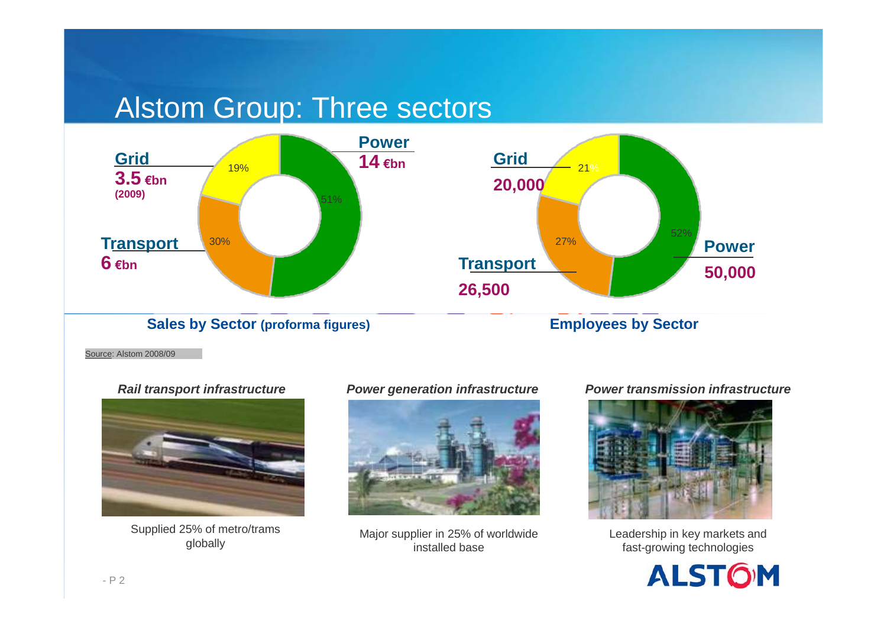# Alstom Group: Three sectors

**Sales by Sector (proforma figures)**

| Sector | Sales | Share |
|---|---|---|
| Power | 14 €bn | 51% |
| Transport | 6 €bn | 30% |
| Grid | 3.5 €bn (2009) | 19% |

**Employees by Sector**

| Sector | Employees | Share |
|---|---|---|
| Power | 50,000 | 52% |
| Transport | 26,500 | 27% |
| Grid | 20,000 | 21% |

Source: Alstom 2008/09

***Rail transport infrastructure***

Supplied 25% of metro/trams globally

***Power generation infrastructure***

Major supplier in 25% of worldwide installed base

***Power transmission infrastructure***

Leadership in key markets and fast-growing technologies

ALSTOM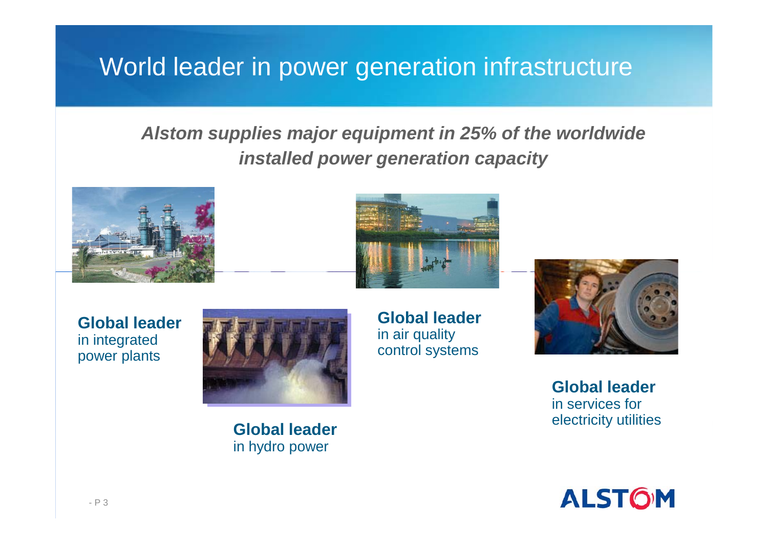# World leader in power generation infrastructure

***Alstom supplies major equipment in 25% of the worldwide installed power generation capacity***

**Global leader**
in integrated power plants

**Global leader**
in hydro power

**Global leader**
in air quality control systems

**Global leader**
in services for electricity utilities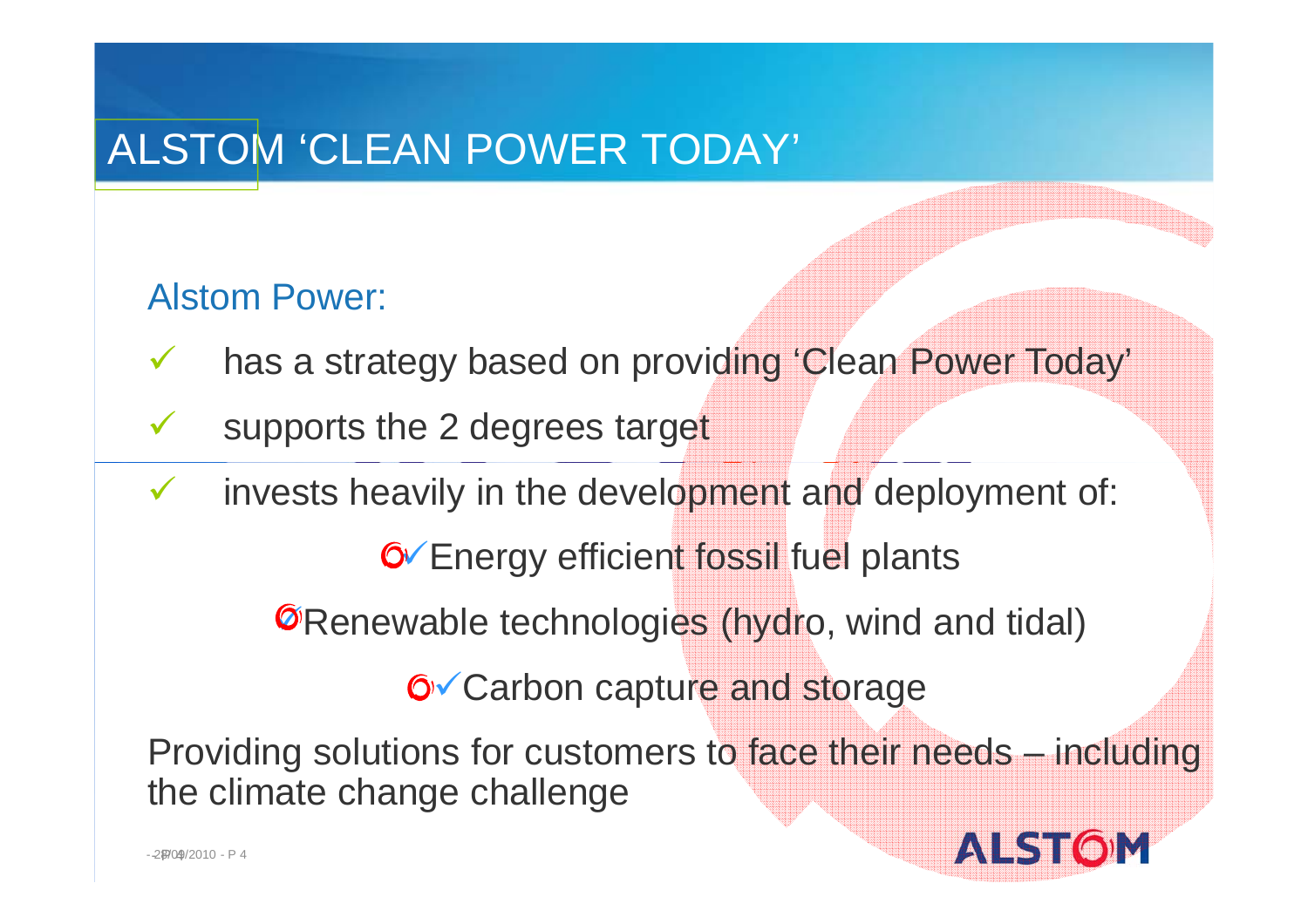# ALSTOM 'CLEAN POWER TODAY'

Alstom Power:

- has a strategy based on providing 'Clean Power Today'
- supports the 2 degrees target
- invests heavily in the development and deployment of:
  - Energy efficient fossil fuel plants
  - Renewable technologies (hydro, wind and tidal)
  - Carbon capture and storage

Providing solutions for customers to face their needs – including the climate change challenge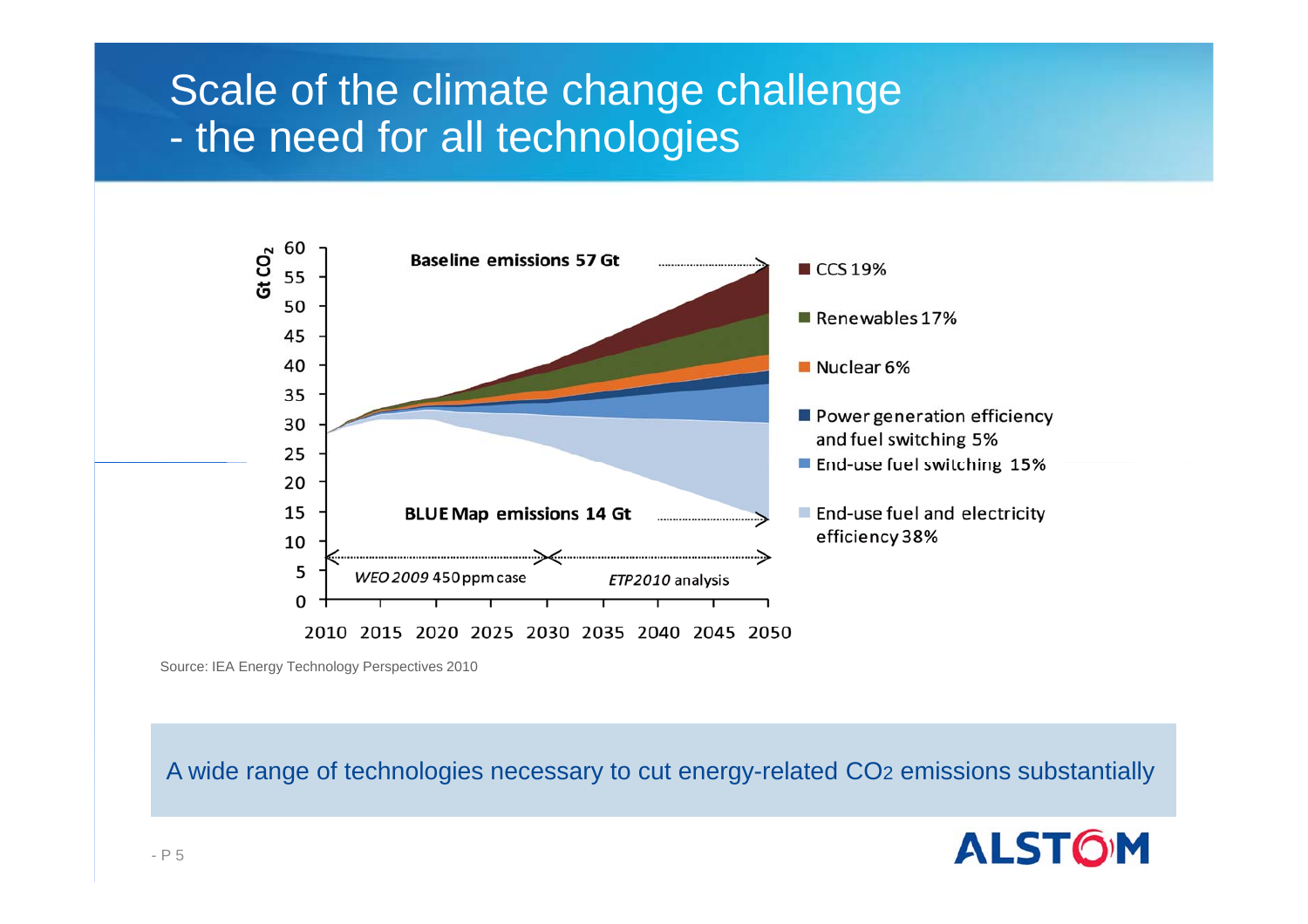# Scale of the climate change challenge - the need for all technologies

Gt $CO_2$

Baseline emissions 57 Gt

BLUE Map emissions 14 Gt

*WEO 2009* 450 ppm case

*ETP2010* analysis

- CCS 19%
- Renewables 17%
- Nuclear 6%
- Power generation efficiency and fuel switching 5%
- End-use fuel switching 15%
- End-use fuel and electricity efficiency 38%

Source: IEA Energy Technology Perspectives 2010

A wide range of technologies necessary to cut energy-related $CO_2$ emissions substantially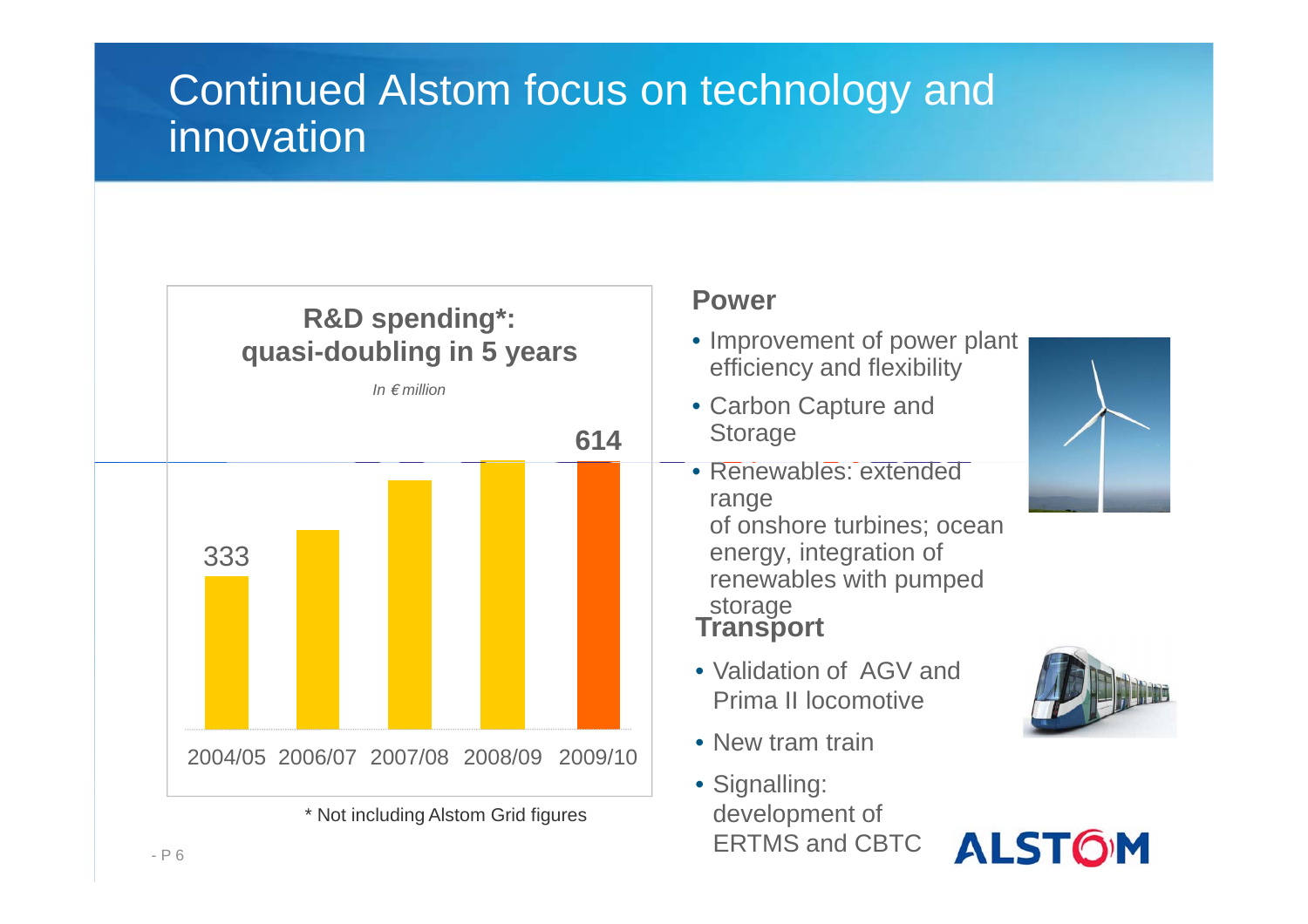# Continued Alstom focus on technology and innovation

## R&D spending*: quasi-doubling in 5 years

*In € million*

| 2004/05 | 2006/07 | 2007/08 | 2008/09 | 2009/10 |
|---|---|---|---|---|
| 333 | | | | 614 |

\* Not including Alstom Grid figures

### Power

- Improvement of power plant efficiency and flexibility
- Carbon Capture and Storage
- Renewables: extended range of onshore turbines; ocean energy, integration of renewables with pumped storage

### Transport

- Validation of AGV and Prima II locomotive
- New tram train
- Signalling: development of ERTMS and CBTC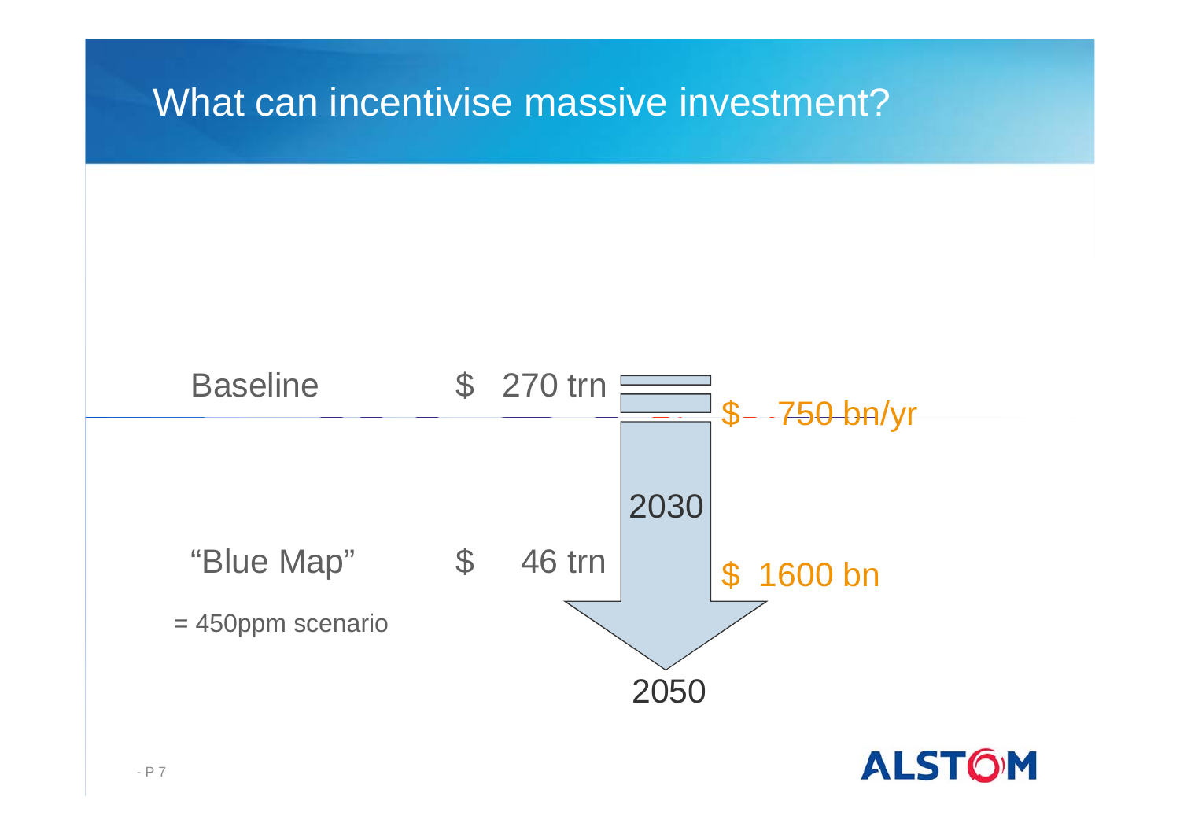# What can incentivise massive investment?

Baseline $ 270 trn

$ 750 bn/yr

2030

"Blue Map" $ 46 trn

= 450ppm scenario

$ 1600 bn

2050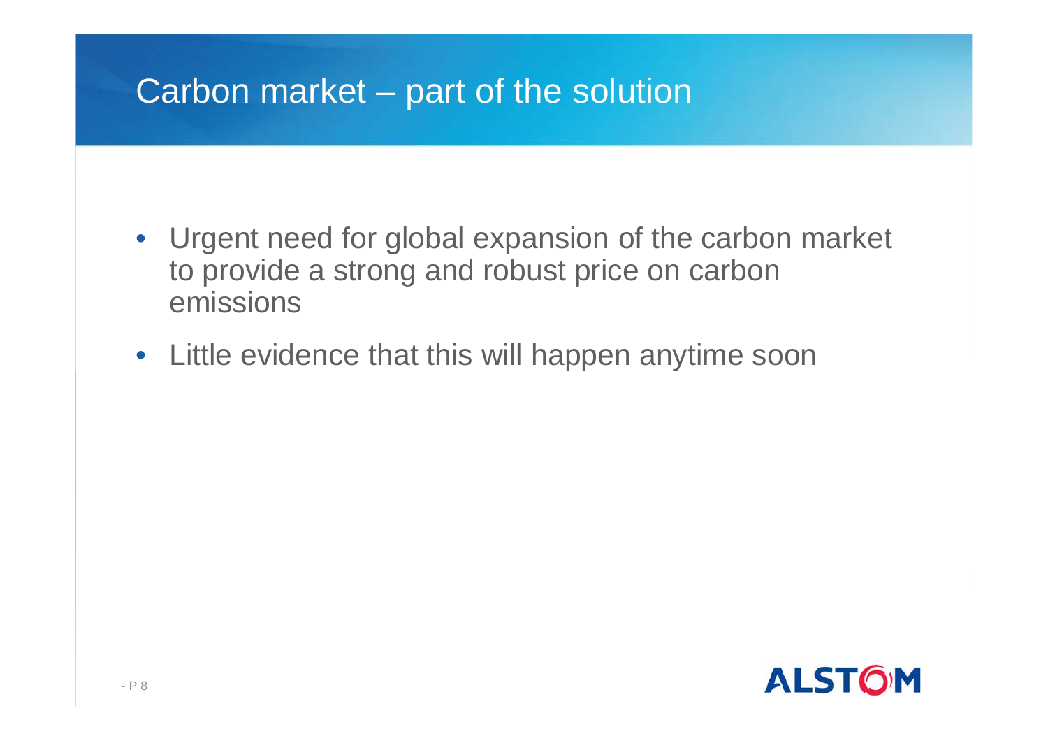# Carbon market – part of the solution

- Urgent need for global expansion of the carbon market to provide a strong and robust price on carbon emissions
- Little evidence that this will happen anytime soon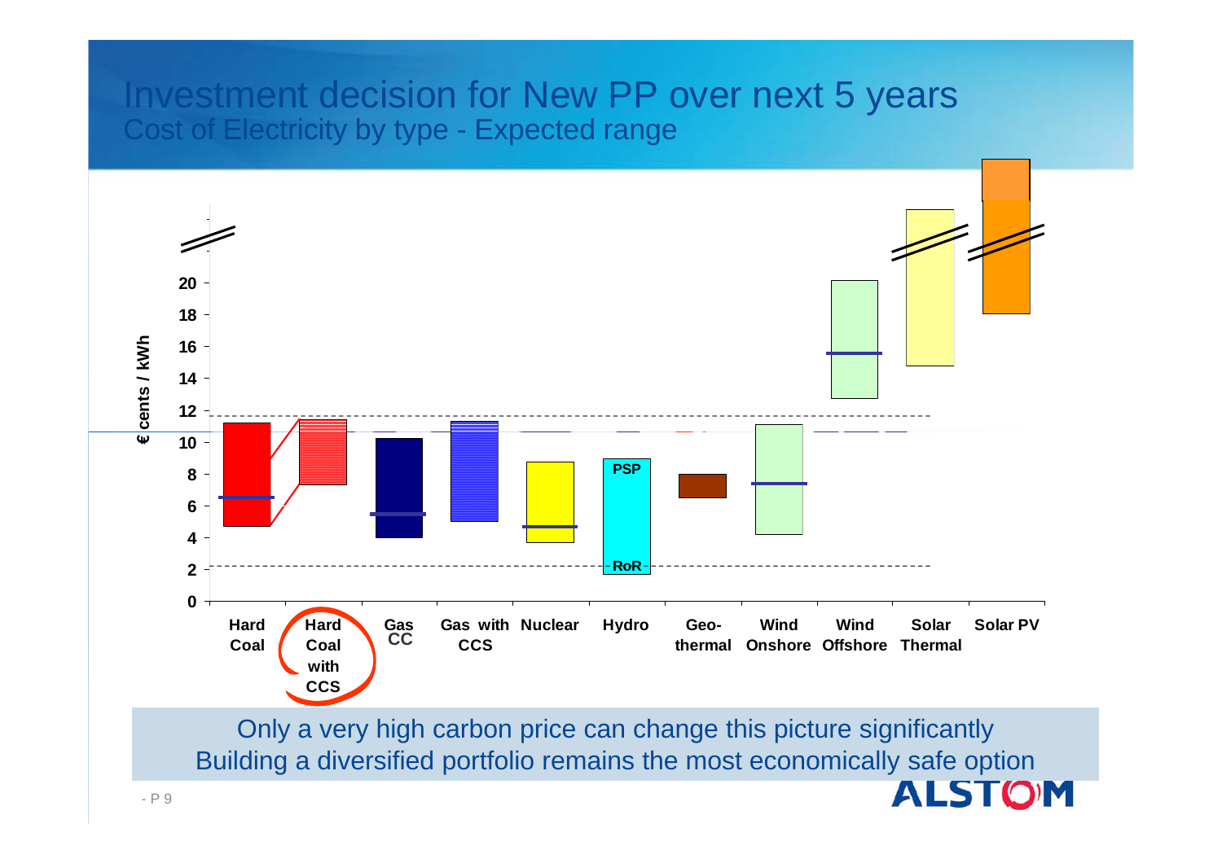# Investment decision for New PP over next 5 years

## Cost of Electricity by type - Expected range

€ cents / kWh

0, 2, 4, 6, 8, 10, 12, 14, 16, 18, 20

PSP

RoR

Hard Coal | Hard Coal with CCS | Gas CC | Gas with CCS | Nuclear | Hydro | Geo-thermal | Wind Onshore | Wind Offshore | Solar Thermal | Solar PV

Only a very high carbon price can change this picture significantly
Building a diversified portfolio remains the most economically safe option

ALSTOM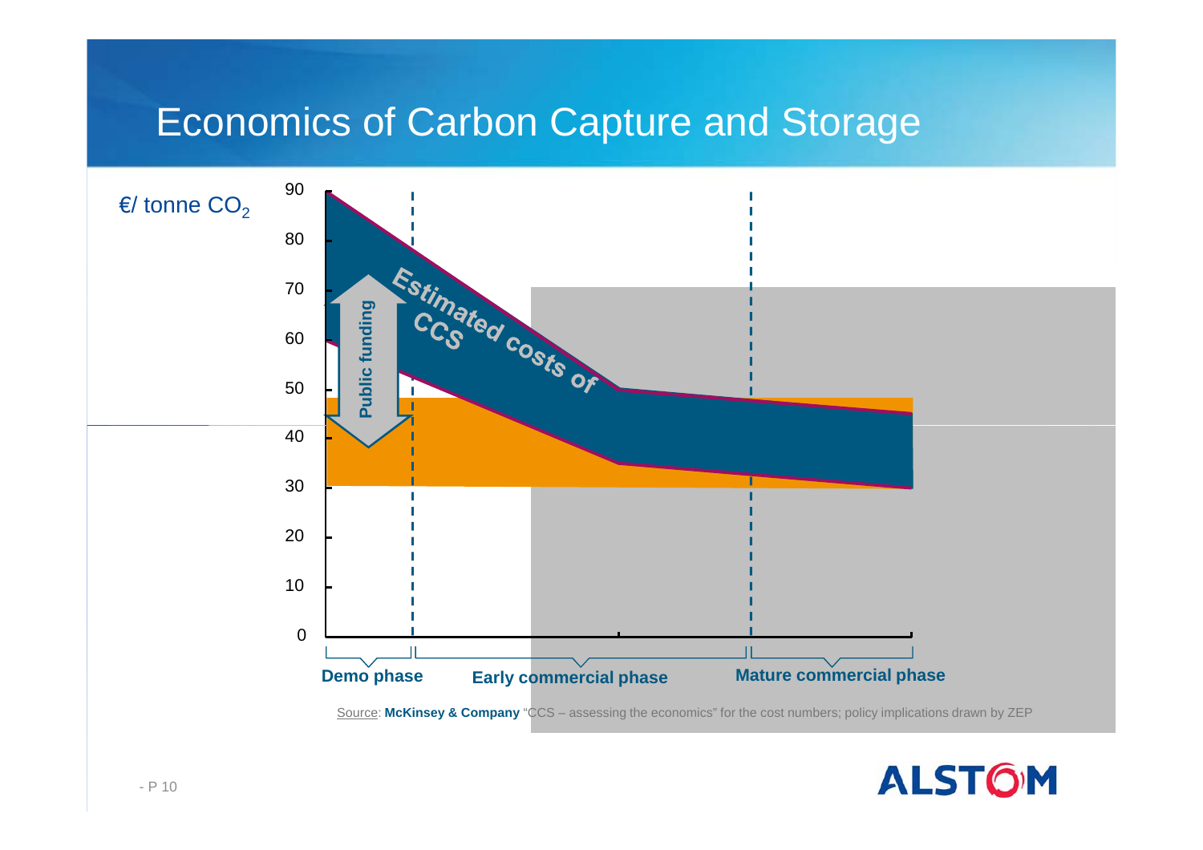# Economics of Carbon Capture and Storage

€/ tonne $CO_2$

90
80
70
60
50
40
30
20
10
0

Public funding

Estimated costs of CCS

Demo phase | Early commercial phase | Mature commercial phase

Source: **McKinsey & Company** "CCS – assessing the economics" for the cost numbers; policy implications drawn by ZEP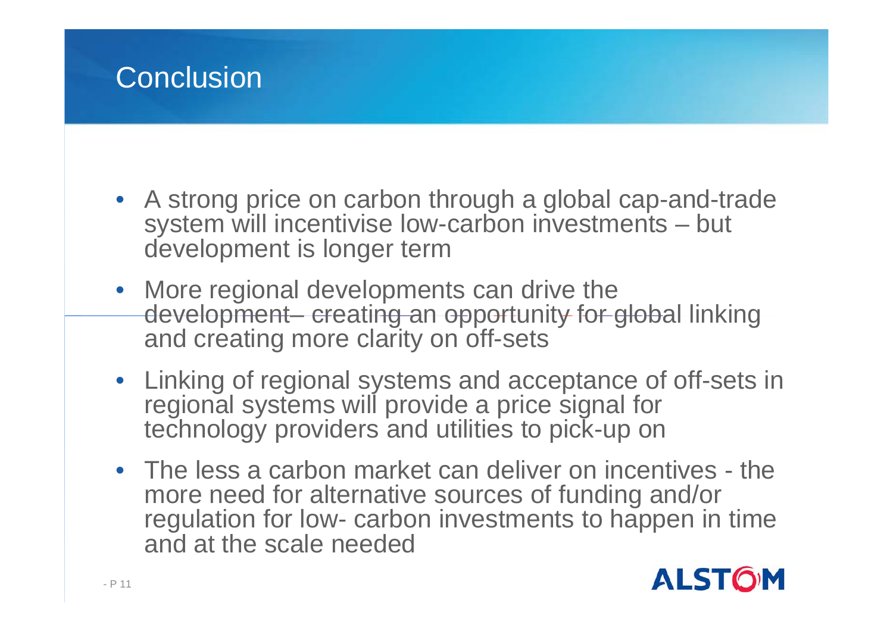# Conclusion

- A strong price on carbon through a global cap-and-trade system will incentivise low-carbon investments – but development is longer term
- More regional developments can drive the development– creating an opportunity for global linking and creating more clarity on off-sets
- Linking of regional systems and acceptance of off-sets in regional systems will provide a price signal for technology providers and utilities to pick-up on
- The less a carbon market can deliver on incentives - the more need for alternative sources of funding and/or regulation for low- carbon investments to happen in time and at the scale needed

ALSTOM